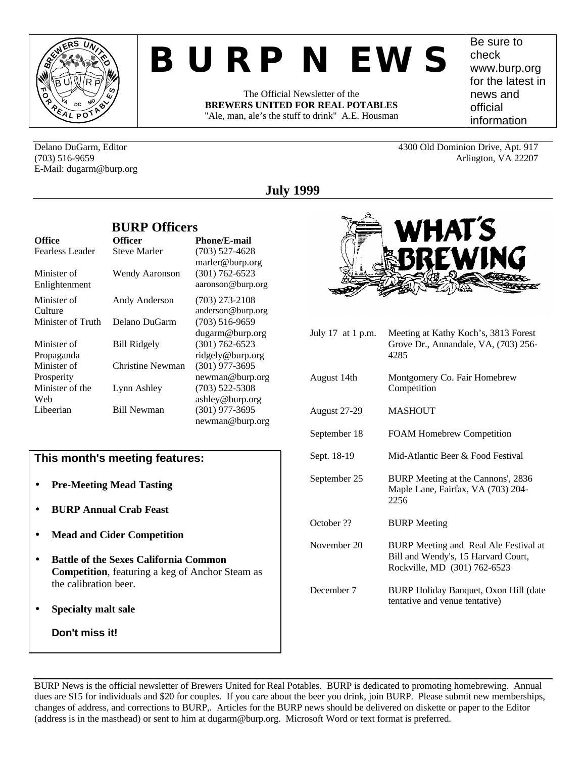# B U R P N EWS

The Official Newsletter of the
**BREWERS UNITED FOR REAL POTABLES**
"Ale, man, ale's the stuff to drink" A.E. Housman

Be sure to check www.burp.org for the latest in news and official information

Delano DuGarm, Editor
(703) 516-9659
E-Mail: dugarm@burp.org

4300 Old Dominion Drive, Apt. 917
Arlington, VA 22207

## July 1999

### BURP Officers

| Office | Officer | Phone/E-mail |
|---|---|---|
| Fearless Leader | Steve Marler | (703) 527-4628 marler@burp.org |
| Minister of Enlightenment | Wendy Aaronson | (301) 762-6523 aaronson@burp.org |
| Minister of Culture | Andy Anderson | (703) 273-2108 anderson@burp.org |
| Minister of Truth | Delano DuGarm | (703) 516-9659 dugarm@burp.org |
| Minister of Propaganda | Bill Ridgely | (301) 762-6523 ridgely@burp.org |
| Minister of Prosperity | Christine Newman | (301) 977-3695 newman@burp.org |
| Minister of the Web | Lynn Ashley | (703) 522-5308 ashley@burp.org |
| Libeerian | Bill Newman | (301) 977-3695 newman@burp.org |

### This month's meeting features:

- **Pre-Meeting Mead Tasting**
- **BURP Annual Crab Feast**
- **Mead and Cider Competition**
- **Battle of the Sexes California Common Competition**, featuring a keg of Anchor Steam as the calibration beer.
- **Specialty malt sale**

**Don't miss it!**

### WHAT'S BREWING

| | |
|---|---|
| July 17 at 1 p.m. | Meeting at Kathy Koch's, 3813 Forest Grove Dr., Annandale, VA, (703) 256-4285 |
| August 14th | Montgomery Co. Fair Homebrew Competition |
| August 27-29 | MASHOUT |
| September 18 | FOAM Homebrew Competition |
| Sept. 18-19 | Mid-Atlantic Beer & Food Festival |
| September 25 | BURP Meeting at the Cannons', 2836 Maple Lane, Fairfax, VA (703) 204-2256 |
| October ?? | BURP Meeting |
| November 20 | BURP Meeting and Real Ale Festival at Bill and Wendy's, 15 Harvard Court, Rockville, MD (301) 762-6523 |
| December 7 | BURP Holiday Banquet, Oxon Hill (date tentative and venue tentative) |

BURP News is the official newsletter of Brewers United for Real Potables. BURP is dedicated to promoting homebrewing. Annual dues are $15 for individuals and $20 for couples. If you care about the beer you drink, join BURP. Please submit new memberships, changes of address, and corrections to BURP,. Articles for the BURP news should be delivered on diskette or paper to the Editor (address is in the masthead) or sent to him at dugarm@burp.org. Microsoft Word or text format is preferred.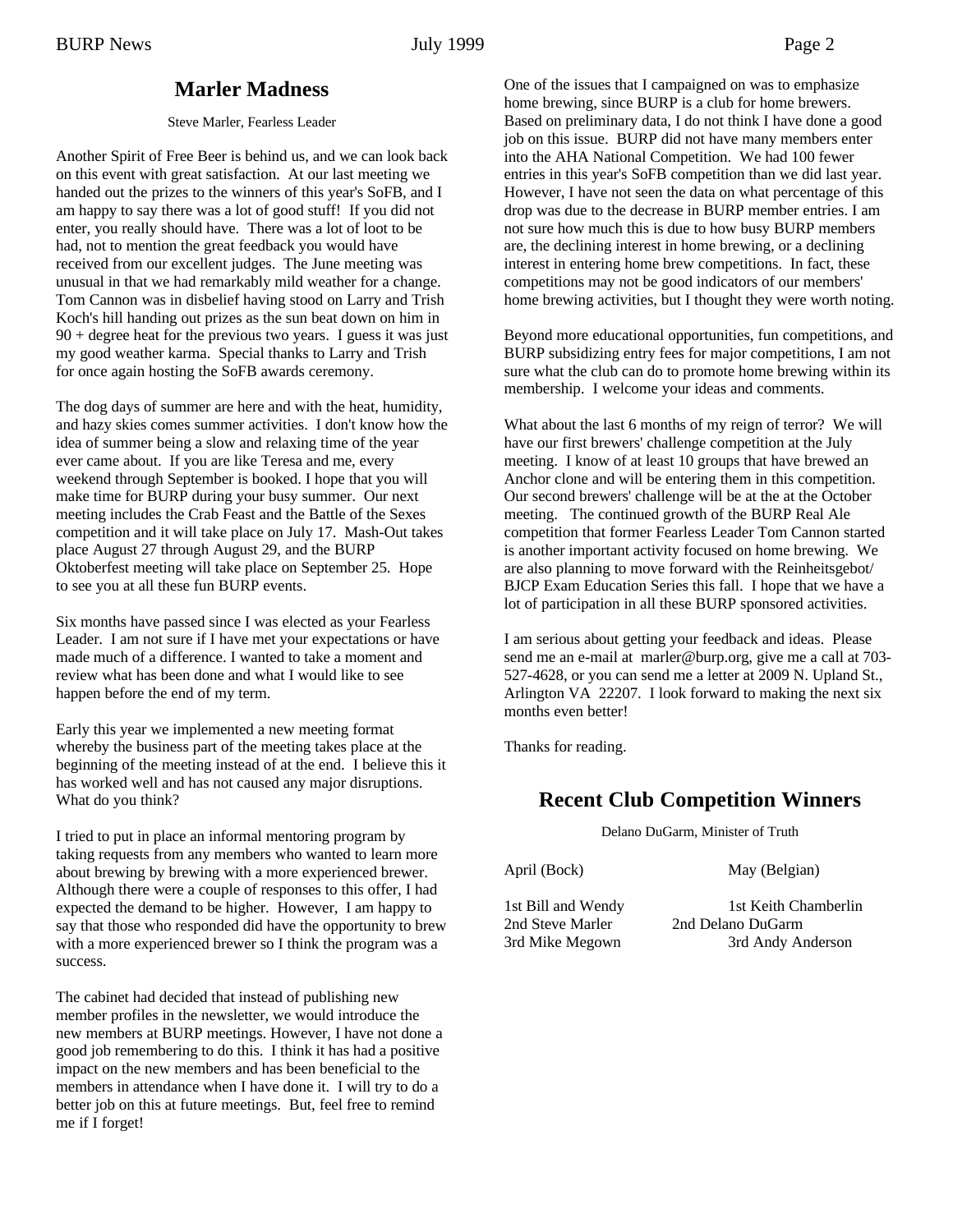## Marler Madness

Steve Marler, Fearless Leader

Another Spirit of Free Beer is behind us, and we can look back on this event with great satisfaction. At our last meeting we handed out the prizes to the winners of this year's SoFB, and I am happy to say there was a lot of good stuff! If you did not enter, you really should have. There was a lot of loot to be had, not to mention the great feedback you would have received from our excellent judges. The June meeting was unusual in that we had remarkably mild weather for a change. Tom Cannon was in disbelief having stood on Larry and Trish Koch's hill handing out prizes as the sun beat down on him in 90 + degree heat for the previous two years. I guess it was just my good weather karma. Special thanks to Larry and Trish for once again hosting the SoFB awards ceremony.

The dog days of summer are here and with the heat, humidity, and hazy skies comes summer activities. I don't know how the idea of summer being a slow and relaxing time of the year ever came about. If you are like Teresa and me, every weekend through September is booked. I hope that you will make time for BURP during your busy summer. Our next meeting includes the Crab Feast and the Battle of the Sexes competition and it will take place on July 17. Mash-Out takes place August 27 through August 29, and the BURP Oktoberfest meeting will take place on September 25. Hope to see you at all these fun BURP events.

Six months have passed since I was elected as your Fearless Leader. I am not sure if I have met your expectations or have made much of a difference. I wanted to take a moment and review what has been done and what I would like to see happen before the end of my term.

Early this year we implemented a new meeting format whereby the business part of the meeting takes place at the beginning of the meeting instead of at the end. I believe this it has worked well and has not caused any major disruptions. What do you think?

I tried to put in place an informal mentoring program by taking requests from any members who wanted to learn more about brewing by brewing with a more experienced brewer. Although there were a couple of responses to this offer, I had expected the demand to be higher. However, I am happy to say that those who responded did have the opportunity to brew with a more experienced brewer so I think the program was a success.

The cabinet had decided that instead of publishing new member profiles in the newsletter, we would introduce the new members at BURP meetings. However, I have not done a good job remembering to do this. I think it has had a positive impact on the new members and has been beneficial to the members in attendance when I have done it. I will try to do a better job on this at future meetings. But, feel free to remind me if I forget!

One of the issues that I campaigned on was to emphasize home brewing, since BURP is a club for home brewers. Based on preliminary data, I do not think I have done a good job on this issue. BURP did not have many members enter into the AHA National Competition. We had 100 fewer entries in this year's SoFB competition than we did last year. However, I have not seen the data on what percentage of this drop was due to the decrease in BURP member entries. I am not sure how much this is due to how busy BURP members are, the declining interest in home brewing, or a declining interest in entering home brew competitions. In fact, these competitions may not be good indicators of our members' home brewing activities, but I thought they were worth noting.

Beyond more educational opportunities, fun competitions, and BURP subsidizing entry fees for major competitions, I am not sure what the club can do to promote home brewing within its membership. I welcome your ideas and comments.

What about the last 6 months of my reign of terror? We will have our first brewers' challenge competition at the July meeting. I know of at least 10 groups that have brewed an Anchor clone and will be entering them in this competition. Our second brewers' challenge will be at the at the October meeting. The continued growth of the BURP Real Ale competition that former Fearless Leader Tom Cannon started is another important activity focused on home brewing. We are also planning to move forward with the Reinheitsgebot/ BJCP Exam Education Series this fall. I hope that we have a lot of participation in all these BURP sponsored activities.

I am serious about getting your feedback and ideas. Please send me an e-mail at marler@burp.org, give me a call at 703-527-4628, or you can send me a letter at 2009 N. Upland St., Arlington VA 22207. I look forward to making the next six months even better!

Thanks for reading.

## Recent Club Competition Winners

Delano DuGarm, Minister of Truth

| April (Bock) | May (Belgian) |
|---|---|
| 1st Bill and Wendy | 1st Keith Chamberlin |
| 2nd Steve Marler | 2nd Delano DuGarm |
| 3rd Mike Megown | 3rd Andy Anderson |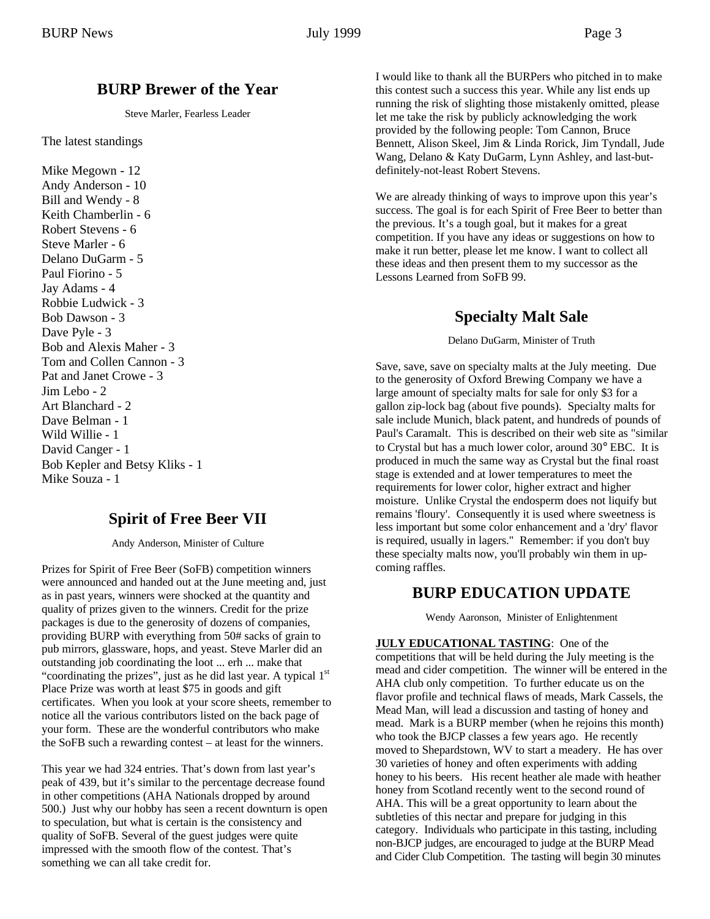## BURP Brewer of the Year

Steve Marler, Fearless Leader

The latest standings

Mike Megown - 12
Andy Anderson - 10
Bill and Wendy - 8
Keith Chamberlin - 6
Robert Stevens - 6
Steve Marler - 6
Delano DuGarm - 5
Paul Fiorino - 5
Jay Adams - 4
Robbie Ludwick - 3
Bob Dawson - 3
Dave Pyle - 3
Bob and Alexis Maher - 3
Tom and Collen Cannon - 3
Pat and Janet Crowe - 3
Jim Lebo - 2
Art Blanchard - 2
Dave Belman - 1
Wild Willie - 1
David Canger - 1
Bob Kepler and Betsy Kliks - 1
Mike Souza - 1

## Spirit of Free Beer VII

Andy Anderson, Minister of Culture

Prizes for Spirit of Free Beer (SoFB) competition winners were announced and handed out at the June meeting and, just as in past years, winners were shocked at the quantity and quality of prizes given to the winners. Credit for the prize packages is due to the generosity of dozens of companies, providing BURP with everything from 50# sacks of grain to pub mirrors, glassware, hops, and yeast. Steve Marler did an outstanding job coordinating the loot ... erh ... make that "coordinating the prizes", just as he did last year. A typical 1st Place Prize was worth at least $75 in goods and gift certificates. When you look at your score sheets, remember to notice all the various contributors listed on the back page of your form. These are the wonderful contributors who make the SoFB such a rewarding contest – at least for the winners.

This year we had 324 entries. That's down from last year's peak of 439, but it's similar to the percentage decrease found in other competitions (AHA Nationals dropped by around 500.) Just why our hobby has seen a recent downturn is open to speculation, but what is certain is the consistency and quality of SoFB. Several of the guest judges were quite impressed with the smooth flow of the contest. That's something we can all take credit for.

I would like to thank all the BURPers who pitched in to make this contest such a success this year. While any list ends up running the risk of slighting those mistakenly omitted, please let me take the risk by publicly acknowledging the work provided by the following people: Tom Cannon, Bruce Bennett, Alison Skeel, Jim & Linda Rorick, Jim Tyndall, Jude Wang, Delano & Katy DuGarm, Lynn Ashley, and last-but-definitely-not-least Robert Stevens.

We are already thinking of ways to improve upon this year's success. The goal is for each Spirit of Free Beer to better than the previous. It's a tough goal, but it makes for a great competition. If you have any ideas or suggestions on how to make it run better, please let me know. I want to collect all these ideas and then present them to my successor as the Lessons Learned from SoFB 99.

## Specialty Malt Sale

Delano DuGarm, Minister of Truth

Save, save, save on specialty malts at the July meeting. Due to the generosity of Oxford Brewing Company we have a large amount of specialty malts for sale for only $3 for a gallon zip-lock bag (about five pounds). Specialty malts for sale include Munich, black patent, and hundreds of pounds of Paul's Caramalt. This is described on their web site as "similar to Crystal but has a much lower color, around 30° EBC. It is produced in much the same way as Crystal but the final roast stage is extended and at lower temperatures to meet the requirements for lower color, higher extract and higher moisture. Unlike Crystal the endosperm does not liquify but remains 'floury'. Consequently it is used where sweetness is less important but some color enhancement and a 'dry' flavor is required, usually in lagers." Remember: if you don't buy these specialty malts now, you'll probably win them in up-coming raffles.

## BURP EDUCATION UPDATE

Wendy Aaronson, Minister of Enlightenment

**JULY EDUCATIONAL TASTING**: One of the competitions that will be held during the July meeting is the mead and cider competition. The winner will be entered in the AHA club only competition. To further educate us on the flavor profile and technical flaws of meads, Mark Cassels, the Mead Man, will lead a discussion and tasting of honey and mead. Mark is a BURP member (when he rejoins this month) who took the BJCP classes a few years ago. He recently moved to Shepardstown, WV to start a meadery. He has over 30 varieties of honey and often experiments with adding honey to his beers. His recent heather ale made with heather honey from Scotland recently went to the second round of AHA. This will be a great opportunity to learn about the subtleties of this nectar and prepare for judging in this category. Individuals who participate in this tasting, including non-BJCP judges, are encouraged to judge at the BURP Mead and Cider Club Competition. The tasting will begin 30 minutes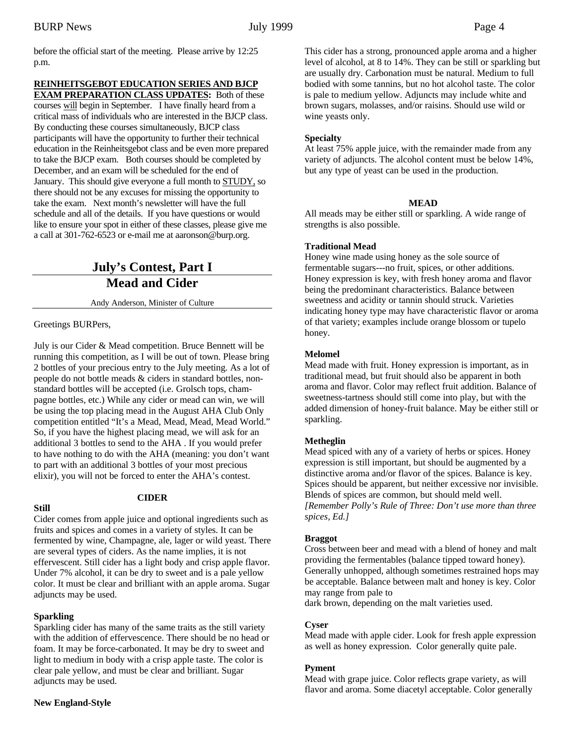before the official start of the meeting. Please arrive by 12:25 p.m.

**REINHEITSGEBOT EDUCATION SERIES AND BJCP EXAM PREPARATION CLASS UPDATES:** Both of these courses will begin in September. I have finally heard from a critical mass of individuals who are interested in the BJCP class. By conducting these courses simultaneously, BJCP class participants will have the opportunity to further their technical education in the Reinheitsgebot class and be even more prepared to take the BJCP exam. Both courses should be completed by December, and an exam will be scheduled for the end of January. This should give everyone a full month to STUDY, so there should not be any excuses for missing the opportunity to take the exam. Next month's newsletter will have the full schedule and all of the details. If you have questions or would like to ensure your spot in either of these classes, please give me a call at 301-762-6523 or e-mail me at aaronson@burp.org.

## July's Contest, Part I
## Mead and Cider

Andy Anderson, Minister of Culture

Greetings BURPers,

July is our Cider & Mead competition. Bruce Bennett will be running this competition, as I will be out of town. Please bring 2 bottles of your precious entry to the July meeting. As a lot of people do not bottle meads & ciders in standard bottles, non-standard bottles will be accepted (i.e. Grolsch tops, champagne bottles, etc.) While any cider or mead can win, we will be using the top placing mead in the August AHA Club Only competition entitled "It's a Mead, Mead, Mead, Mead World." So, if you have the highest placing mead, we will ask for an additional 3 bottles to send to the AHA . If you would prefer to have nothing to do with the AHA (meaning: you don't want to part with an additional 3 bottles of your most precious elixir), you will not be forced to enter the AHA's contest.

**CIDER**

**Still**

Cider comes from apple juice and optional ingredients such as fruits and spices and comes in a variety of styles. It can be fermented by wine, Champagne, ale, lager or wild yeast. There are several types of ciders. As the name implies, it is not effervescent. Still cider has a light body and crisp apple flavor. Under 7% alcohol, it can be dry to sweet and is a pale yellow color. It must be clear and brilliant with an apple aroma. Sugar adjuncts may be used.

**Sparkling**

Sparkling cider has many of the same traits as the still variety with the addition of effervescence. There should be no head or foam. It may be force-carbonated. It may be dry to sweet and light to medium in body with a crisp apple taste. The color is clear pale yellow, and must be clear and brilliant. Sugar adjuncts may be used.

**New England-Style**

This cider has a strong, pronounced apple aroma and a higher level of alcohol, at 8 to 14%. They can be still or sparkling but are usually dry. Carbonation must be natural. Medium to full bodied with some tannins, but no hot alcohol taste. The color is pale to medium yellow. Adjuncts may include white and brown sugars, molasses, and/or raisins. Should use wild or wine yeasts only.

**Specialty**

At least 75% apple juice, with the remainder made from any variety of adjuncts. The alcohol content must be below 14%, but any type of yeast can be used in the production.

**MEAD**

All meads may be either still or sparkling. A wide range of strengths is also possible.

**Traditional Mead**

Honey wine made using honey as the sole source of fermentable sugars---no fruit, spices, or other additions. Honey expression is key, with fresh honey aroma and flavor being the predominant characteristics. Balance between sweetness and acidity or tannin should struck. Varieties indicating honey type may have characteristic flavor or aroma of that variety; examples include orange blossom or tupelo honey.

**Melomel**

Mead made with fruit. Honey expression is important, as in traditional mead, but fruit should also be apparent in both aroma and flavor. Color may reflect fruit addition. Balance of sweetness-tartness should still come into play, but with the added dimension of honey-fruit balance. May be either still or sparkling.

**Metheglin**

Mead spiced with any of a variety of herbs or spices. Honey expression is still important, but should be augmented by a distinctive aroma and/or flavor of the spices. Balance is key. Spices should be apparent, but neither excessive nor invisible. Blends of spices are common, but should meld well. *[Remember Polly's Rule of Three: Don't use more than three spices, Ed.]*

**Braggot**

Cross between beer and mead with a blend of honey and malt providing the fermentables (balance tipped toward honey). Generally unhopped, although sometimes restrained hops may be acceptable. Balance between malt and honey is key. Color may range from pale to dark brown, depending on the malt varieties used.

**Cyser**

Mead made with apple cider. Look for fresh apple expression as well as honey expression. Color generally quite pale.

**Pyment**

Mead with grape juice. Color reflects grape variety, as will flavor and aroma. Some diacetyl acceptable. Color generally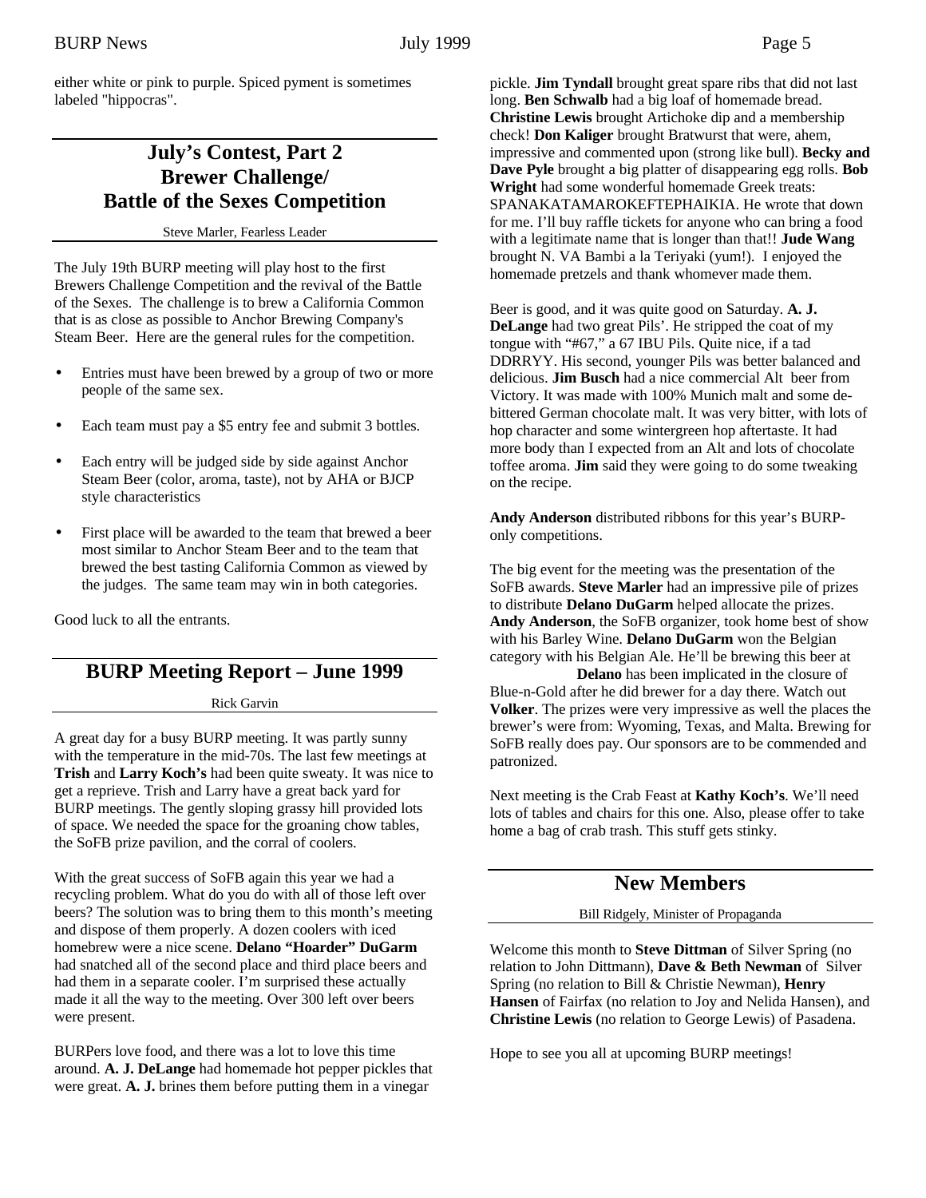either white or pink to purple. Spiced pyment is sometimes labeled "hippocras".

## July's Contest, Part 2 Brewer Challenge/ Battle of the Sexes Competition

Steve Marler, Fearless Leader

The July 19th BURP meeting will play host to the first Brewers Challenge Competition and the revival of the Battle of the Sexes. The challenge is to brew a California Common that is as close as possible to Anchor Brewing Company's Steam Beer. Here are the general rules for the competition.

- Entries must have been brewed by a group of two or more people of the same sex.
- Each team must pay a $5 entry fee and submit 3 bottles.
- Each entry will be judged side by side against Anchor Steam Beer (color, aroma, taste), not by AHA or BJCP style characteristics
- First place will be awarded to the team that brewed a beer most similar to Anchor Steam Beer and to the team that brewed the best tasting California Common as viewed by the judges. The same team may win in both categories.

Good luck to all the entrants.

## BURP Meeting Report – June 1999

Rick Garvin

A great day for a busy BURP meeting. It was partly sunny with the temperature in the mid-70s. The last few meetings at **Trish** and **Larry Koch's** had been quite sweaty. It was nice to get a reprieve. Trish and Larry have a great back yard for BURP meetings. The gently sloping grassy hill provided lots of space. We needed the space for the groaning chow tables, the SoFB prize pavilion, and the corral of coolers.

With the great success of SoFB again this year we had a recycling problem. What do you do with all of those left over beers? The solution was to bring them to this month's meeting and dispose of them properly. A dozen coolers with iced homebrew were a nice scene. **Delano "Hoarder" DuGarm** had snatched all of the second place and third place beers and had them in a separate cooler. I'm surprised these actually made it all the way to the meeting. Over 300 left over beers were present.

BURPers love food, and there was a lot to love this time around. **A. J. DeLange** had homemade hot pepper pickles that were great. **A. J.** brines them before putting them in a vinegar pickle. **Jim Tyndall** brought great spare ribs that did not last long. **Ben Schwalb** had a big loaf of homemade bread. **Christine Lewis** brought Artichoke dip and a membership check! **Don Kaliger** brought Bratwurst that were, ahem, impressive and commented upon (strong like bull). **Becky and Dave Pyle** brought a big platter of disappearing egg rolls. **Bob Wright** had some wonderful homemade Greek treats: SPANAKATAMAROKEFTEPHAIKIA. He wrote that down for me. I'll buy raffle tickets for anyone who can bring a food with a legitimate name that is longer than that!! **Jude Wang** brought N. VA Bambi a la Teriyaki (yum!). I enjoyed the homemade pretzels and thank whomever made them.

Beer is good, and it was quite good on Saturday. **A. J. DeLange** had two great Pils'. He stripped the coat of my tongue with "#67," a 67 IBU Pils. Quite nice, if a tad DDRRYY. His second, younger Pils was better balanced and delicious. **Jim Busch** had a nice commercial Alt beer from Victory. It was made with 100% Munich malt and some de-bittered German chocolate malt. It was very bitter, with lots of hop character and some wintergreen hop aftertaste. It had more body than I expected from an Alt and lots of chocolate toffee aroma. **Jim** said they were going to do some tweaking on the recipe.

**Andy Anderson** distributed ribbons for this year's BURP-only competitions.

The big event for the meeting was the presentation of the SoFB awards. **Steve Marler** had an impressive pile of prizes to distribute **Delano DuGarm** helped allocate the prizes. **Andy Anderson**, the SoFB organizer, took home best of show with his Barley Wine. **Delano DuGarm** won the Belgian category with his Belgian Ale. He'll be brewing this beer at **Delano** has been implicated in the closure of Blue-n-Gold after he did brewer for a day there. Watch out **Volker**. The prizes were very impressive as well the places the brewer's were from: Wyoming, Texas, and Malta. Brewing for SoFB really does pay. Our sponsors are to be commended and patronized.

Next meeting is the Crab Feast at **Kathy Koch's**. We'll need lots of tables and chairs for this one. Also, please offer to take home a bag of crab trash. This stuff gets stinky.

## New Members

Bill Ridgely, Minister of Propaganda

Welcome this month to **Steve Dittman** of Silver Spring (no relation to John Dittmann), **Dave & Beth Newman** of Silver Spring (no relation to Bill & Christie Newman), **Henry Hansen** of Fairfax (no relation to Joy and Nelida Hansen), and **Christine Lewis** (no relation to George Lewis) of Pasadena.

Hope to see you all at upcoming BURP meetings!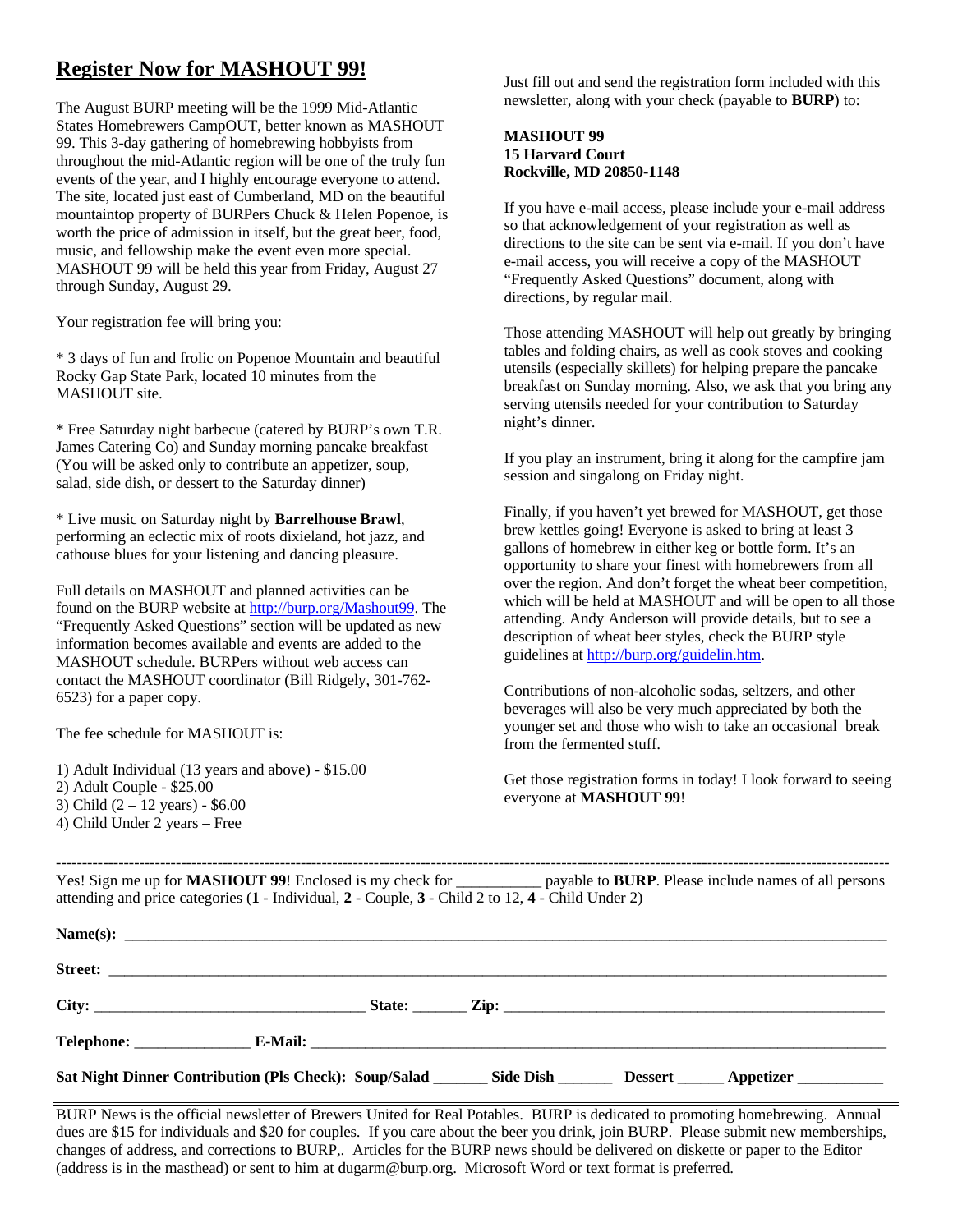## Register Now for MASHOUT 99!

The August BURP meeting will be the 1999 Mid-Atlantic States Homebrewers CampOUT, better known as MASHOUT 99. This 3-day gathering of homebrewing hobbyists from throughout the mid-Atlantic region will be one of the truly fun events of the year, and I highly encourage everyone to attend. The site, located just east of Cumberland, MD on the beautiful mountaintop property of BURPers Chuck & Helen Popenoe, is worth the price of admission in itself, but the great beer, food, music, and fellowship make the event even more special. MASHOUT 99 will be held this year from Friday, August 27 through Sunday, August 29.

Your registration fee will bring you:

* 3 days of fun and frolic on Popenoe Mountain and beautiful Rocky Gap State Park, located 10 minutes from the MASHOUT site.

* Free Saturday night barbecue (catered by BURP's own T.R. James Catering Co) and Sunday morning pancake breakfast (You will be asked only to contribute an appetizer, soup, salad, side dish, or dessert to the Saturday dinner)

* Live music on Saturday night by **Barrelhouse Brawl**, performing an eclectic mix of roots dixieland, hot jazz, and cathouse blues for your listening and dancing pleasure.

Full details on MASHOUT and planned activities can be found on the BURP website at http://burp.org/Mashout99. The "Frequently Asked Questions" section will be updated as new information becomes available and events are added to the MASHOUT schedule. BURPers without web access can contact the MASHOUT coordinator (Bill Ridgely, 301-762-6523) for a paper copy.

The fee schedule for MASHOUT is:

1) Adult Individual (13 years and above) - $15.00
2) Adult Couple - $25.00
3) Child (2 – 12 years) - $6.00
4) Child Under 2 years – Free

Just fill out and send the registration form included with this newsletter, along with your check (payable to **BURP**) to:

**MASHOUT 99**
**15 Harvard Court**
**Rockville, MD 20850-1148**

If you have e-mail access, please include your e-mail address so that acknowledgement of your registration as well as directions to the site can be sent via e-mail. If you don't have e-mail access, you will receive a copy of the MASHOUT "Frequently Asked Questions" document, along with directions, by regular mail.

Those attending MASHOUT will help out greatly by bringing tables and folding chairs, as well as cook stoves and cooking utensils (especially skillets) for helping prepare the pancake breakfast on Sunday morning. Also, we ask that you bring any serving utensils needed for your contribution to Saturday night's dinner.

If you play an instrument, bring it along for the campfire jam session and singalong on Friday night.

Finally, if you haven't yet brewed for MASHOUT, get those brew kettles going! Everyone is asked to bring at least 3 gallons of homebrew in either keg or bottle form. It's an opportunity to share your finest with homebrewers from all over the region. And don't forget the wheat beer competition, which will be held at MASHOUT and will be open to all those attending. Andy Anderson will provide details, but to see a description of wheat beer styles, check the BURP style guidelines at http://burp.org/guidelin.htm.

Contributions of non-alcoholic sodas, seltzers, and other beverages will also be very much appreciated by both the younger set and those who wish to take an occasional break from the fermented stuff.

Get those registration forms in today! I look forward to seeing everyone at **MASHOUT 99**!

---

Yes! Sign me up for **MASHOUT 99**! Enclosed is my check for __________ payable to **BURP**. Please include names of all persons attending and price categories (**1** - Individual, **2** - Couple, **3** - Child 2 to 12, **4** - Child Under 2)

**Name(s):** ____________________________________________

**Street:** ____________________________________________

**City:** ____________________ **State:** ______ **Zip:** ____________________

**Telephone:** ______________ **E-Mail:** ______________________________

**Sat Night Dinner Contribution (Pls Check): Soup/Salad** ______ **Side Dish** ______ **Dessert** ______ **Appetizer** __________

---

BURP News is the official newsletter of Brewers United for Real Potables. BURP is dedicated to promoting homebrewing. Annual dues are $15 for individuals and $20 for couples. If you care about the beer you drink, join BURP. Please submit new memberships, changes of address, and corrections to BURP,. Articles for the BURP news should be delivered on diskette or paper to the Editor (address is in the masthead) or sent to him at dugarm@burp.org. Microsoft Word or text format is preferred.